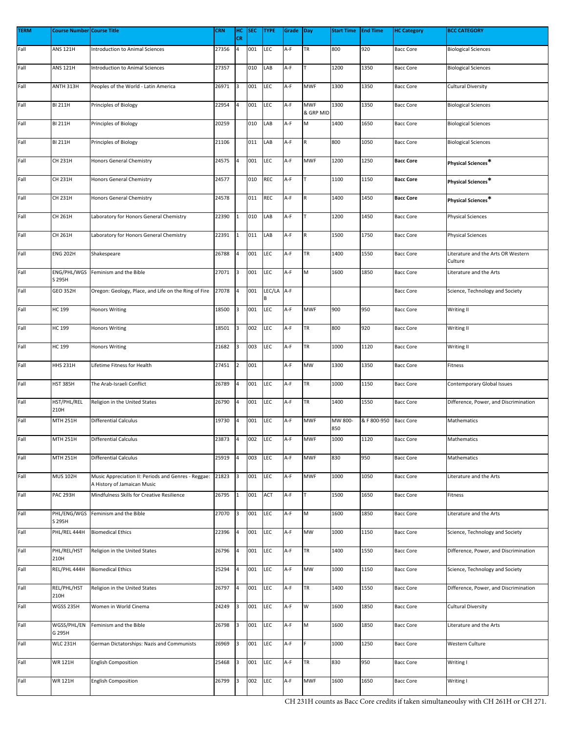| TERM | Course Number | Course Title | CRN | HC CR | SEC | TYPE | Grade | Day | Start Time | End Time | HC Category | BCC CATEGORY |
|---|---|---|---|---|---|---|---|---|---|---|---|---|
| Fall | ANS 121H | Introduction to Animal Sciences | 27356 | 4 | 001 | LEC | A-F | TR | 800 | 920 | Bacc Core | Biological Sciences |
| Fall | ANS 121H | Introduction to Animal Sciences | 27357 | | 010 | LAB | A-F | T | 1200 | 1350 | Bacc Core | Biological Sciences |
| Fall | ANTH 313H | Peoples of the World - Latin America | 26971 | 3 | 001 | LEC | A-F | MWF | 1300 | 1350 | Bacc Core | Cultural Diversity |
| Fall | BI 211H | Principles of Biology | 22954 | 4 | 001 | LEC | A-F | MWF & GRP MID | 1300 | 1350 | Bacc Core | Biological Sciences |
| Fall | BI 211H | Principles of Biology | 20259 | | 010 | LAB | A-F | M | 1400 | 1650 | Bacc Core | Biological Sciences |
| Fall | BI 211H | Principles of Biology | 21106 | | 011 | LAB | A-F | R | 800 | 1050 | Bacc Core | Biological Sciences |
| Fall | CH 231H | Honors General Chemistry | 24575 | 4 | 001 | LEC | A-F | MWF | 1200 | 1250 | **Bacc Core** | **Physical Sciences*** |
| Fall | CH 231H | Honors General Chemistry | 24577 | | 010 | REC | A-F | T | 1100 | 1150 | **Bacc Core** | **Physical Sciences*** |
| Fall | CH 231H | Honors General Chemistry | 24578 | | 011 | REC | A-F | R | 1400 | 1450 | **Bacc Core** | **Physical Sciences*** |
| Fall | CH 261H | Laboratory for Honors General Chemistry | 22390 | 1 | 010 | LAB | A-F | T | 1200 | 1450 | Bacc Core | Physical Sciences |
| Fall | CH 261H | Laboratory for Honors General Chemistry | 22391 | 1 | 011 | LAB | A-F | R | 1500 | 1750 | Bacc Core | Physical Sciences |
| Fall | ENG 202H | Shakespeare | 26788 | 4 | 001 | LEC | A-F | TR | 1400 | 1550 | Bacc Core | Literature and the Arts OR Western Culture |
| Fall | ENG/PHL/WGSS 295H | Feminism and the Bible | 27071 | 3 | 001 | LEC | A-F | M | 1600 | 1850 | Bacc Core | Literature and the Arts |
| Fall | GEO 352H | Oregon: Geology, Place, and Life on the Ring of Fire | 27078 | 4 | 001 | LEC/LAB | A-F | | | | Bacc Core | Science, Technology and Society |
| Fall | HC 199 | Honors Writing | 18500 | 3 | 001 | LEC | A-F | MWF | 900 | 950 | Bacc Core | Writing II |
| Fall | HC 199 | Honors Writing | 18501 | 3 | 002 | LEC | A-F | TR | 800 | 920 | Bacc Core | Writing II |
| Fall | HC 199 | Honors Writing | 21682 | 3 | 003 | LEC | A-F | TR | 1000 | 1120 | Bacc Core | Writing II |
| Fall | HHS 231H | Lifetime Fitness for Health | 27451 | 2 | 001 | | A-F | MW | 1300 | 1350 | Bacc Core | Fitness |
| Fall | HST 385H | The Arab-Israeli Conflict | 26789 | 4 | 001 | LEC | A-F | TR | 1000 | 1150 | Bacc Core | Contemporary Global Issues |
| Fall | HST/PHL/REL 210H | Religion in the United States | 26790 | 4 | 001 | LEC | A-F | TR | 1400 | 1550 | Bacc Core | Difference, Power, and Discrimination |
| Fall | MTH 251H | Differential Calculus | 19730 | 4 | 001 | LEC | A-F | MWF | MW 800-850 | & F 800-950 | Bacc Core | Mathematics |
| Fall | MTH 251H | Differential Calculus | 23873 | 4 | 002 | LEC | A-F | MWF | 1000 | 1120 | Bacc Core | Mathematics |
| Fall | MTH 251H | Differential Calculus | 25919 | 4 | 003 | LEC | A-F | MWF | 830 | 950 | Bacc Core | Mathematics |
| Fall | MUS 102H | Music Appreciation II: Periods and Genres - Reggae: A History of Jamaican Music | 21823 | 3 | 001 | LEC | A-F | MWF | 1000 | 1050 | Bacc Core | Literature and the Arts |
| Fall | PAC 293H | Mindfulness Skills for Creative Resilience | 26795 | 1 | 001 | ACT | A-F | T | 1500 | 1650 | Bacc Core | Fitness |
| Fall | PHL/ENG/WGSS 295H | Feminism and the Bible | 27070 | 3 | 001 | LEC | A-F | M | 1600 | 1850 | Bacc Core | Literature and the Arts |
| Fall | PHL/REL 444H | Biomedical Ethics | 22396 | 4 | 001 | LEC | A-F | MW | 1000 | 1150 | Bacc Core | Science, Technology and Society |
| Fall | PHL/REL/HST 210H | Religion in the United States | 26796 | 4 | 001 | LEC | A-F | TR | 1400 | 1550 | Bacc Core | Difference, Power, and Discrimination |
| Fall | REL/PHL 444H | Biomedical Ethics | 25294 | 4 | 001 | LEC | A-F | MW | 1000 | 1150 | Bacc Core | Science, Technology and Society |
| Fall | REL/PHL/HST 210H | Religion in the United States | 26797 | 4 | 001 | LEC | A-F | TR | 1400 | 1550 | Bacc Core | Difference, Power, and Discrimination |
| Fall | WGSS 235H | Women in World Cinema | 24249 | 3 | 001 | LEC | A-F | W | 1600 | 1850 | Bacc Core | Cultural Diversity |
| Fall | WGSS/PHL/ENG 295H | Feminism and the Bible | 26798 | 3 | 001 | LEC | A-F | M | 1600 | 1850 | Bacc Core | Literature and the Arts |
| Fall | WLC 231H | German Dictatorships: Nazis and Communists | 26969 | 3 | 001 | LEC | A-F | F | 1000 | 1250 | Bacc Core | Western Culture |
| Fall | WR 121H | English Composition | 25468 | 3 | 001 | LEC | A-F | TR | 830 | 950 | Bacc Core | Writing I |
| Fall | WR 121H | English Composition | 26799 | 3 | 002 | LEC | A-F | MWF | 1600 | 1650 | Bacc Core | Writing I |

CH 231H counts as Bacc Core credits if taken simultaneoulsy with CH 261H or CH 271.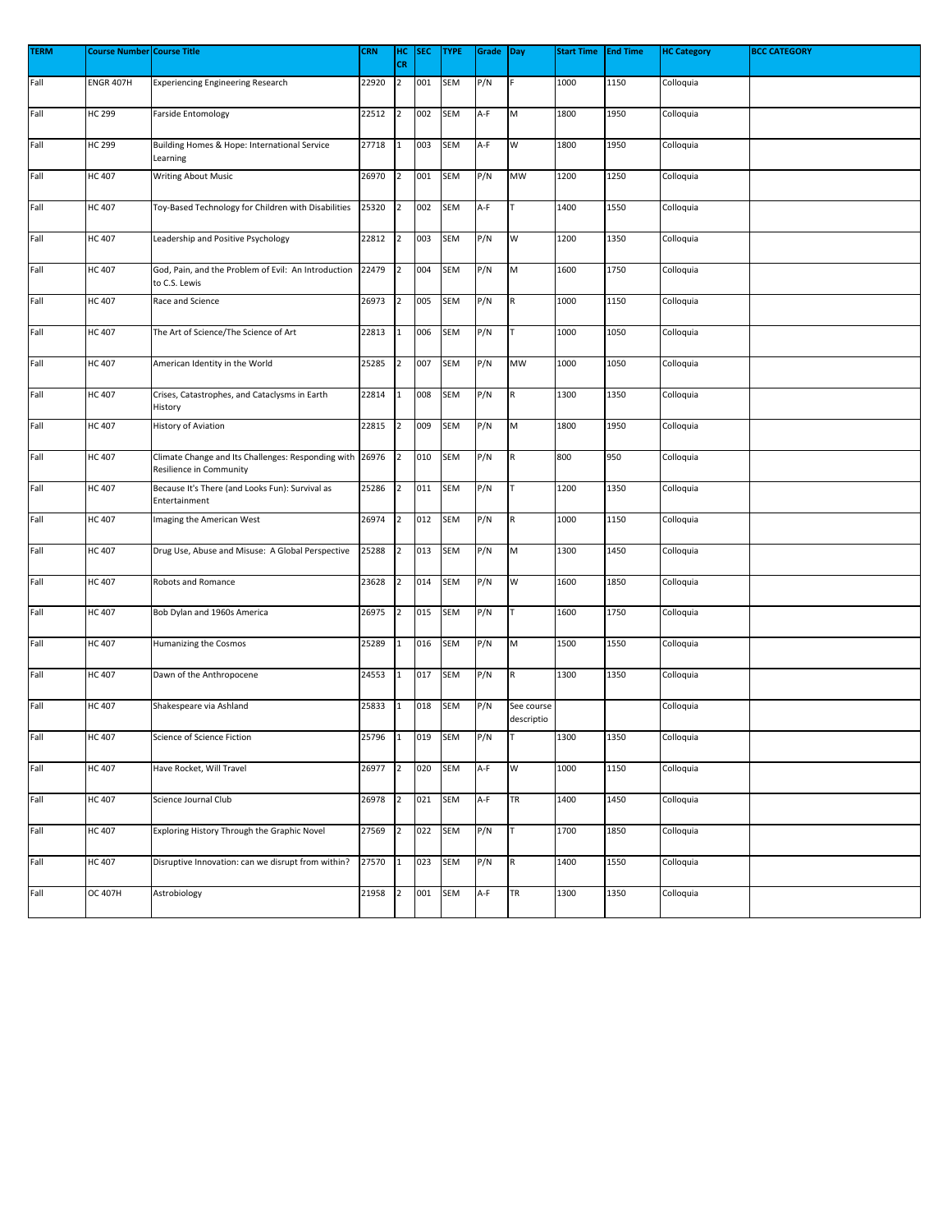| TERM | Course Number | Course Title | CRN | HC CR | SEC | TYPE | Grade | Day | Start Time | End Time | HC Category | BCC CATEGORY |
|---|---|---|---|---|---|---|---|---|---|---|---|---|
| Fall | ENGR 407H | Experiencing Engineering Research | 22920 | 2 | 001 | SEM | P/N | F | 1000 | 1150 | Colloquia | |
| Fall | HC 299 | Farside Entomology | 22512 | 2 | 002 | SEM | A-F | M | 1800 | 1950 | Colloquia | |
| Fall | HC 299 | Building Homes & Hope: International Service Learning | 27718 | 1 | 003 | SEM | A-F | W | 1800 | 1950 | Colloquia | |
| Fall | HC 407 | Writing About Music | 26970 | 2 | 001 | SEM | P/N | MW | 1200 | 1250 | Colloquia | |
| Fall | HC 407 | Toy-Based Technology for Children with Disabilities | 25320 | 2 | 002 | SEM | A-F | T | 1400 | 1550 | Colloquia | |
| Fall | HC 407 | Leadership and Positive Psychology | 22812 | 2 | 003 | SEM | P/N | W | 1200 | 1350 | Colloquia | |
| Fall | HC 407 | God, Pain, and the Problem of Evil: An Introduction to C.S. Lewis | 22479 | 2 | 004 | SEM | P/N | M | 1600 | 1750 | Colloquia | |
| Fall | HC 407 | Race and Science | 26973 | 2 | 005 | SEM | P/N | R | 1000 | 1150 | Colloquia | |
| Fall | HC 407 | The Art of Science/The Science of Art | 22813 | 1 | 006 | SEM | P/N | T | 1000 | 1050 | Colloquia | |
| Fall | HC 407 | American Identity in the World | 25285 | 2 | 007 | SEM | P/N | MW | 1000 | 1050 | Colloquia | |
| Fall | HC 407 | Crises, Catastrophes, and Cataclysms in Earth History | 22814 | 1 | 008 | SEM | P/N | R | 1300 | 1350 | Colloquia | |
| Fall | HC 407 | History of Aviation | 22815 | 2 | 009 | SEM | P/N | M | 1800 | 1950 | Colloquia | |
| Fall | HC 407 | Climate Change and Its Challenges: Responding with Resilience in Community | 26976 | 2 | 010 | SEM | P/N | R | 800 | 950 | Colloquia | |
| Fall | HC 407 | Because It's There (and Looks Fun): Survival as Entertainment | 25286 | 2 | 011 | SEM | P/N | T | 1200 | 1350 | Colloquia | |
| Fall | HC 407 | Imaging the American West | 26974 | 2 | 012 | SEM | P/N | R | 1000 | 1150 | Colloquia | |
| Fall | HC 407 | Drug Use, Abuse and Misuse: A Global Perspective | 25288 | 2 | 013 | SEM | P/N | M | 1300 | 1450 | Colloquia | |
| Fall | HC 407 | Robots and Romance | 23628 | 2 | 014 | SEM | P/N | W | 1600 | 1850 | Colloquia | |
| Fall | HC 407 | Bob Dylan and 1960s America | 26975 | 2 | 015 | SEM | P/N | T | 1600 | 1750 | Colloquia | |
| Fall | HC 407 | Humanizing the Cosmos | 25289 | 1 | 016 | SEM | P/N | M | 1500 | 1550 | Colloquia | |
| Fall | HC 407 | Dawn of the Anthropocene | 24553 | 1 | 017 | SEM | P/N | R | 1300 | 1350 | Colloquia | |
| Fall | HC 407 | Shakespeare via Ashland | 25833 | 1 | 018 | SEM | P/N | See course descriptio | | | Colloquia | |
| Fall | HC 407 | Science of Science Fiction | 25796 | 1 | 019 | SEM | P/N | T | 1300 | 1350 | Colloquia | |
| Fall | HC 407 | Have Rocket, Will Travel | 26977 | 2 | 020 | SEM | A-F | W | 1000 | 1150 | Colloquia | |
| Fall | HC 407 | Science Journal Club | 26978 | 2 | 021 | SEM | A-F | TR | 1400 | 1450 | Colloquia | |
| Fall | HC 407 | Exploring History Through the Graphic Novel | 27569 | 2 | 022 | SEM | P/N | T | 1700 | 1850 | Colloquia | |
| Fall | HC 407 | Disruptive Innovation: can we disrupt from within? | 27570 | 1 | 023 | SEM | P/N | R | 1400 | 1550 | Colloquia | |
| Fall | OC 407H | Astrobiology | 21958 | 2 | 001 | SEM | A-F | TR | 1300 | 1350 | Colloquia | |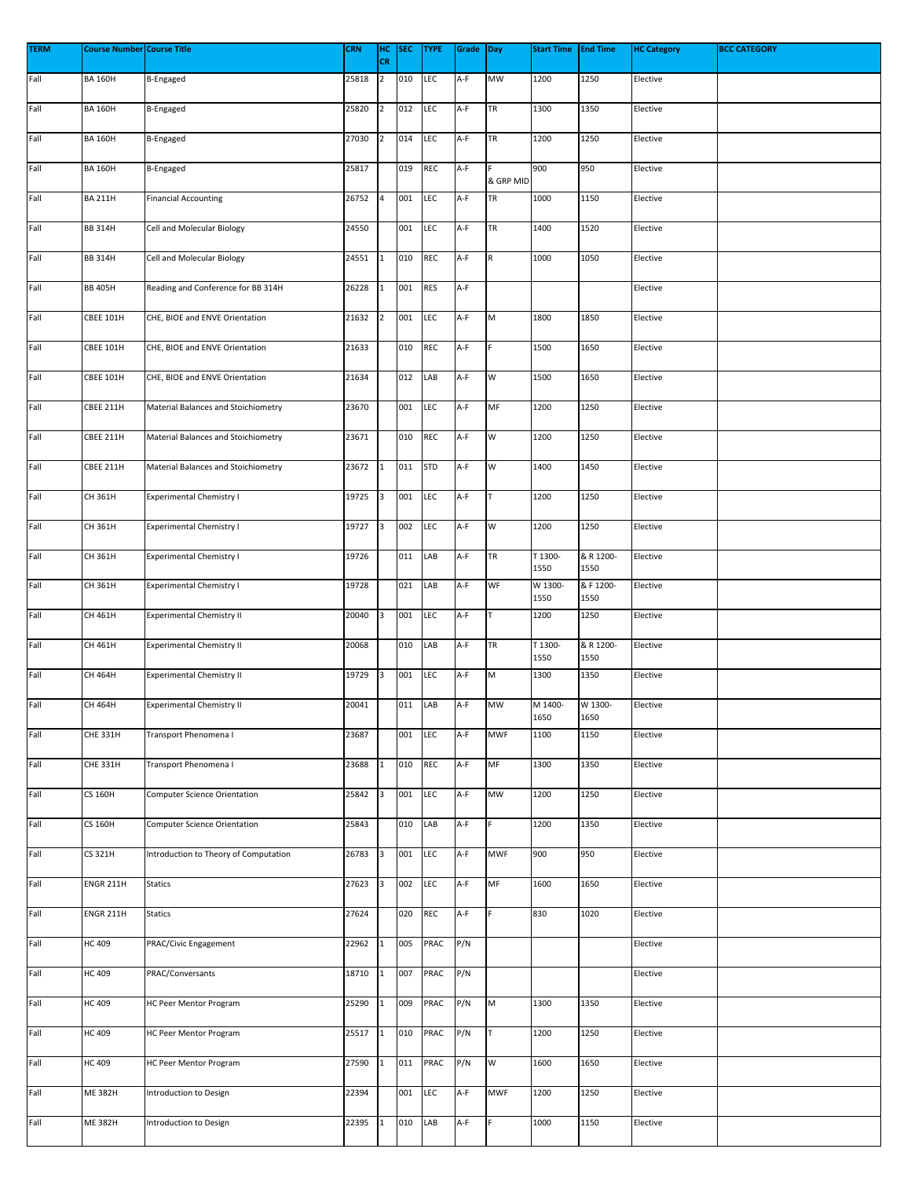| TERM | Course Number | Course Title | CRN | HC CR | SEC | TYPE | Grade | Day | Start Time | End Time | HC Category | BCC CATEGORY |
|---|---|---|---|---|---|---|---|---|---|---|---|---|
| Fall | BA 160H | B-Engaged | 25818 | 2 | 010 | LEC | A-F | MW | 1200 | 1250 | Elective | |
| Fall | BA 160H | B-Engaged | 25820 | 2 | 012 | LEC | A-F | TR | 1300 | 1350 | Elective | |
| Fall | BA 160H | B-Engaged | 27030 | 2 | 014 | LEC | A-F | TR | 1200 | 1250 | Elective | |
| Fall | BA 160H | B-Engaged | 25817 | | 019 | REC | A-F | F & GRP MID | 900 | 950 | Elective | |
| Fall | BA 211H | Financial Accounting | 26752 | 4 | 001 | LEC | A-F | TR | 1000 | 1150 | Elective | |
| Fall | BB 314H | Cell and Molecular Biology | 24550 | | 001 | LEC | A-F | TR | 1400 | 1520 | Elective | |
| Fall | BB 314H | Cell and Molecular Biology | 24551 | 1 | 010 | REC | A-F | R | 1000 | 1050 | Elective | |
| Fall | BB 405H | Reading and Conference for BB 314H | 26228 | 1 | 001 | RES | A-F | | | | Elective | |
| Fall | CBEE 101H | CHE, BIOE and ENVE Orientation | 21632 | 2 | 001 | LEC | A-F | M | 1800 | 1850 | Elective | |
| Fall | CBEE 101H | CHE, BIOE and ENVE Orientation | 21633 | | 010 | REC | A-F | F | 1500 | 1650 | Elective | |
| Fall | CBEE 101H | CHE, BIOE and ENVE Orientation | 21634 | | 012 | LAB | A-F | W | 1500 | 1650 | Elective | |
| Fall | CBEE 211H | Material Balances and Stoichiometry | 23670 | | 001 | LEC | A-F | MF | 1200 | 1250 | Elective | |
| Fall | CBEE 211H | Material Balances and Stoichiometry | 23671 | | 010 | REC | A-F | W | 1200 | 1250 | Elective | |
| Fall | CBEE 211H | Material Balances and Stoichiometry | 23672 | 1 | 011 | STD | A-F | W | 1400 | 1450 | Elective | |
| Fall | CH 361H | Experimental Chemistry I | 19725 | 3 | 001 | LEC | A-F | T | 1200 | 1250 | Elective | |
| Fall | CH 361H | Experimental Chemistry I | 19727 | 3 | 002 | LEC | A-F | W | 1200 | 1250 | Elective | |
| Fall | CH 361H | Experimental Chemistry I | 19726 | | 011 | LAB | A-F | TR | T 1300-1550 | & R 1200-1550 | Elective | |
| Fall | CH 361H | Experimental Chemistry I | 19728 | | 021 | LAB | A-F | WF | W 1300-1550 | & F 1200-1550 | Elective | |
| Fall | CH 461H | Experimental Chemistry II | 20040 | 3 | 001 | LEC | A-F | T | 1200 | 1250 | Elective | |
| Fall | CH 461H | Experimental Chemistry II | 20068 | | 010 | LAB | A-F | TR | T 1300-1550 | & R 1200-1550 | Elective | |
| Fall | CH 464H | Experimental Chemistry II | 19729 | 3 | 001 | LEC | A-F | M | 1300 | 1350 | Elective | |
| Fall | CH 464H | Experimental Chemistry II | 20041 | | 011 | LAB | A-F | MW | M 1400-1650 | W 1300-1650 | Elective | |
| Fall | CHE 331H | Transport Phenomena I | 23687 | | 001 | LEC | A-F | MWF | 1100 | 1150 | Elective | |
| Fall | CHE 331H | Transport Phenomena I | 23688 | 1 | 010 | REC | A-F | MF | 1300 | 1350 | Elective | |
| Fall | CS 160H | Computer Science Orientation | 25842 | 3 | 001 | LEC | A-F | MW | 1200 | 1250 | Elective | |
| Fall | CS 160H | Computer Science Orientation | 25843 | | 010 | LAB | A-F | F | 1200 | 1350 | Elective | |
| Fall | CS 321H | Introduction to Theory of Computation | 26783 | 3 | 001 | LEC | A-F | MWF | 900 | 950 | Elective | |
| Fall | ENGR 211H | Statics | 27623 | 3 | 002 | LEC | A-F | MF | 1600 | 1650 | Elective | |
| Fall | ENGR 211H | Statics | 27624 | | 020 | REC | A-F | F | 830 | 1020 | Elective | |
| Fall | HC 409 | PRAC/Civic Engagement | 22962 | 1 | 005 | PRAC | P/N | | | | Elective | |
| Fall | HC 409 | PRAC/Conversants | 18710 | 1 | 007 | PRAC | P/N | | | | Elective | |
| Fall | HC 409 | HC Peer Mentor Program | 25290 | 1 | 009 | PRAC | P/N | M | 1300 | 1350 | Elective | |
| Fall | HC 409 | HC Peer Mentor Program | 25517 | 1 | 010 | PRAC | P/N | T | 1200 | 1250 | Elective | |
| Fall | HC 409 | HC Peer Mentor Program | 27590 | 1 | 011 | PRAC | P/N | W | 1600 | 1650 | Elective | |
| Fall | ME 382H | Introduction to Design | 22394 | | 001 | LEC | A-F | MWF | 1200 | 1250 | Elective | |
| Fall | ME 382H | Introduction to Design | 22395 | 1 | 010 | LAB | A-F | F | 1000 | 1150 | Elective | |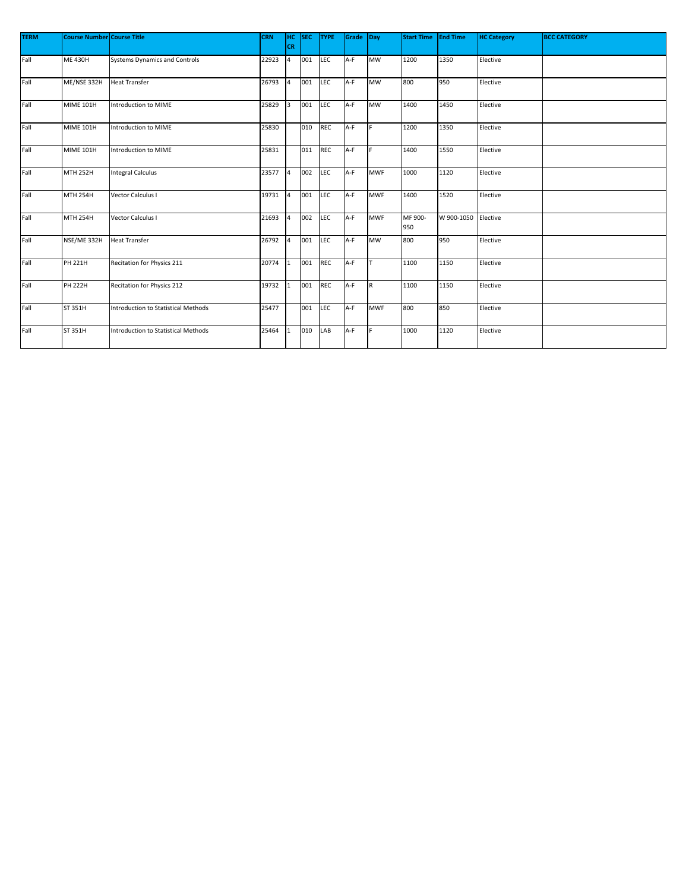| TERM | Course Number | Course Title | CRN | HC CR | SEC | TYPE | Grade | Day | Start Time | End Time | HC Category | BCC CATEGORY |
|---|---|---|---|---|---|---|---|---|---|---|---|---|
| Fall | ME 430H | Systems Dynamics and Controls | 22923 | 4 | 001 | LEC | A-F | MW | 1200 | 1350 | Elective | |
| Fall | ME/NSE 332H | Heat Transfer | 26793 | 4 | 001 | LEC | A-F | MW | 800 | 950 | Elective | |
| Fall | MIME 101H | Introduction to MIME | 25829 | 3 | 001 | LEC | A-F | MW | 1400 | 1450 | Elective | |
| Fall | MIME 101H | Introduction to MIME | 25830 | | 010 | REC | A-F | F | 1200 | 1350 | Elective | |
| Fall | MIME 101H | Introduction to MIME | 25831 | | 011 | REC | A-F | F | 1400 | 1550 | Elective | |
| Fall | MTH 252H | Integral Calculus | 23577 | 4 | 002 | LEC | A-F | MWF | 1000 | 1120 | Elective | |
| Fall | MTH 254H | Vector Calculus I | 19731 | 4 | 001 | LEC | A-F | MWF | 1400 | 1520 | Elective | |
| Fall | MTH 254H | Vector Calculus I | 21693 | 4 | 002 | LEC | A-F | MWF | MF 900-950 | W 900-1050 | Elective | |
| Fall | NSE/ME 332H | Heat Transfer | 26792 | 4 | 001 | LEC | A-F | MW | 800 | 950 | Elective | |
| Fall | PH 221H | Recitation for Physics 211 | 20774 | 1 | 001 | REC | A-F | T | 1100 | 1150 | Elective | |
| Fall | PH 222H | Recitation for Physics 212 | 19732 | 1 | 001 | REC | A-F | R | 1100 | 1150 | Elective | |
| Fall | ST 351H | Introduction to Statistical Methods | 25477 | | 001 | LEC | A-F | MWF | 800 | 850 | Elective | |
| Fall | ST 351H | Introduction to Statistical Methods | 25464 | 1 | 010 | LAB | A-F | F | 1000 | 1120 | Elective | |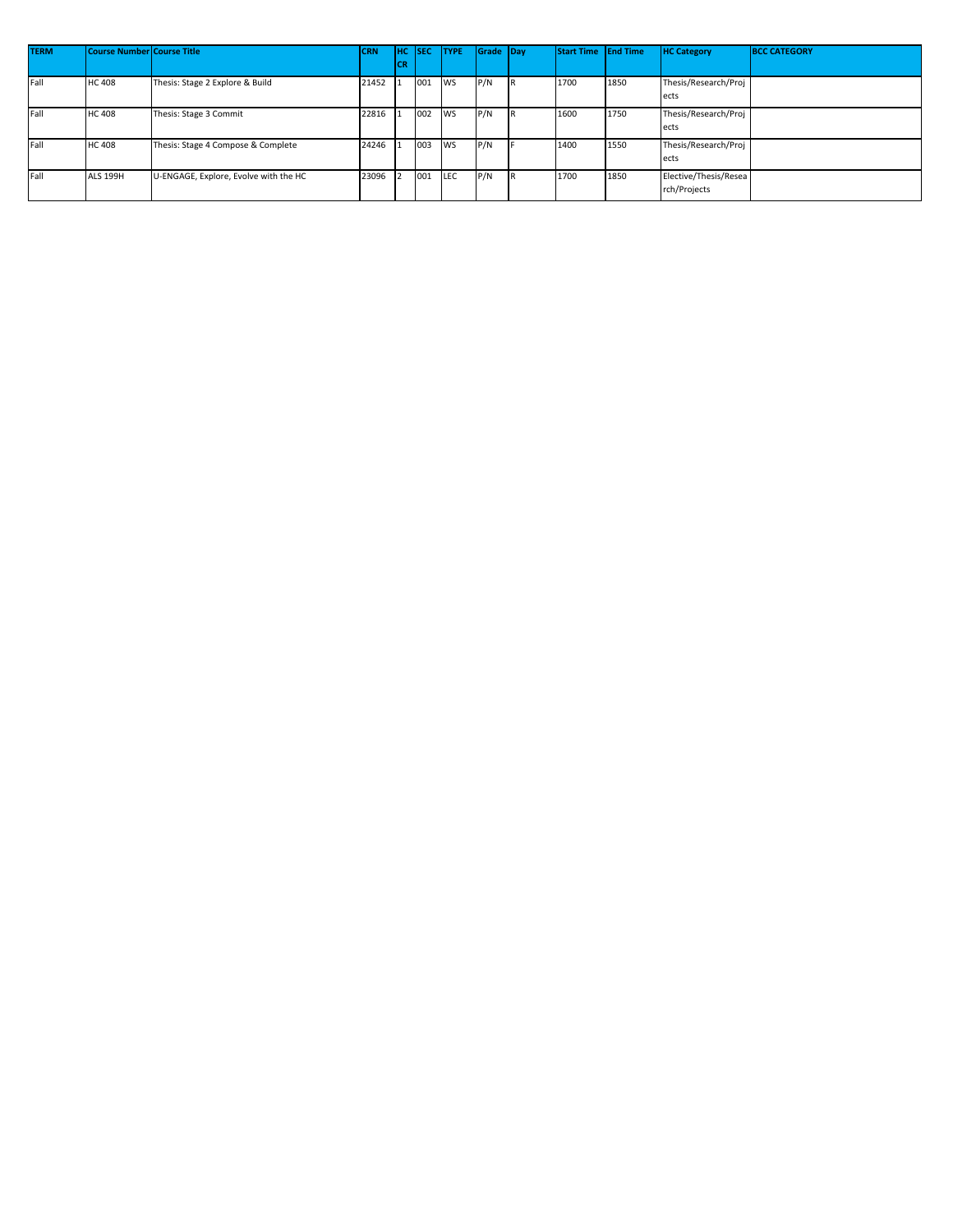| TERM | Course Number | Course Title | CRN | HC CR | SEC | TYPE | Grade | Day | Start Time | End Time | HC Category | BCC CATEGORY |
|---|---|---|---|---|---|---|---|---|---|---|---|---|
| Fall | HC 408 | Thesis: Stage 2 Explore & Build | 21452 | 1 | 001 | WS | P/N | R | 1700 | 1850 | Thesis/Research/Projects | |
| Fall | HC 408 | Thesis: Stage 3 Commit | 22816 | 1 | 002 | WS | P/N | R | 1600 | 1750 | Thesis/Research/Projects | |
| Fall | HC 408 | Thesis: Stage 4 Compose & Complete | 24246 | 1 | 003 | WS | P/N | F | 1400 | 1550 | Thesis/Research/Projects | |
| Fall | ALS 199H | U-ENGAGE, Explore, Evolve with the HC | 23096 | 2 | 001 | LEC | P/N | R | 1700 | 1850 | Elective/Thesis/Research/Projects | |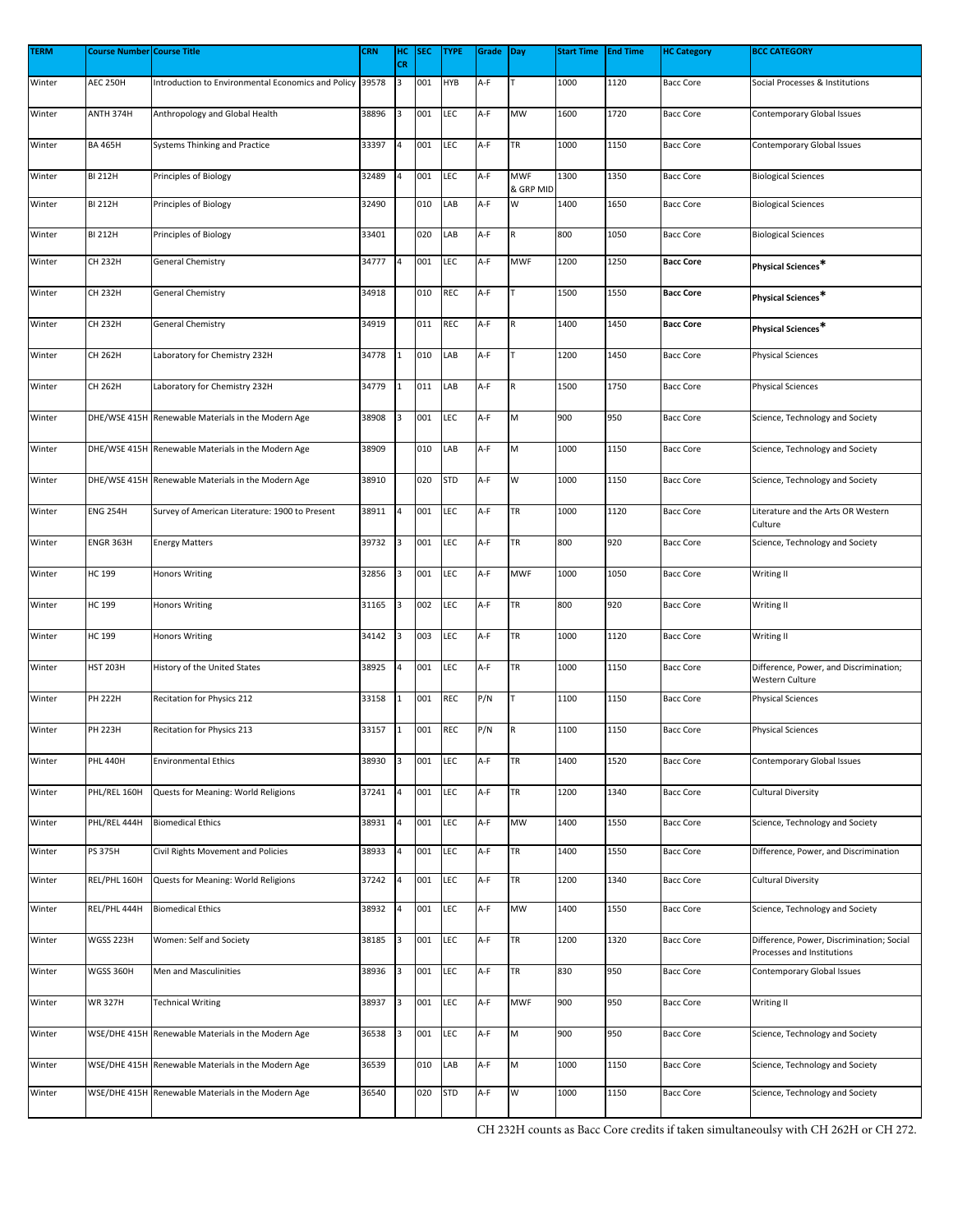| TERM | Course Number | Course Title | CRN | HC CR | SEC | TYPE | Grade | Day | Start Time | End Time | HC Category | BCC CATEGORY |
|---|---|---|---|---|---|---|---|---|---|---|---|---|
| Winter | AEC 250H | Introduction to Environmental Economics and Policy | 39578 | 3 | 001 | HYB | A-F | T | 1000 | 1120 | Bacc Core | Social Processes & Institutions |
| Winter | ANTH 374H | Anthropology and Global Health | 38896 | 3 | 001 | LEC | A-F | MW | 1600 | 1720 | Bacc Core | Contemporary Global Issues |
| Winter | BA 465H | Systems Thinking and Practice | 33397 | 4 | 001 | LEC | A-F | TR | 1000 | 1150 | Bacc Core | Contemporary Global Issues |
| Winter | BI 212H | Principles of Biology | 32489 | 4 | 001 | LEC | A-F | MWF & GRP MID | 1300 | 1350 | Bacc Core | Biological Sciences |
| Winter | BI 212H | Principles of Biology | 32490 | | 010 | LAB | A-F | W | 1400 | 1650 | Bacc Core | Biological Sciences |
| Winter | BI 212H | Principles of Biology | 33401 | | 020 | LAB | A-F | R | 800 | 1050 | Bacc Core | Biological Sciences |
| Winter | CH 232H | General Chemistry | 34777 | 4 | 001 | LEC | A-F | MWF | 1200 | 1250 | **Bacc Core** | **Physical Sciences*** |
| Winter | CH 232H | General Chemistry | 34918 | | 010 | REC | A-F | T | 1500 | 1550 | **Bacc Core** | **Physical Sciences*** |
| Winter | CH 232H | General Chemistry | 34919 | | 011 | REC | A-F | R | 1400 | 1450 | **Bacc Core** | **Physical Sciences*** |
| Winter | CH 262H | Laboratory for Chemistry 232H | 34778 | 1 | 010 | LAB | A-F | T | 1200 | 1450 | Bacc Core | Physical Sciences |
| Winter | CH 262H | Laboratory for Chemistry 232H | 34779 | 1 | 011 | LAB | A-F | R | 1500 | 1750 | Bacc Core | Physical Sciences |
| Winter | DHE/WSE 415H | Renewable Materials in the Modern Age | 38908 | 3 | 001 | LEC | A-F | M | 900 | 950 | Bacc Core | Science, Technology and Society |
| Winter | DHE/WSE 415H | Renewable Materials in the Modern Age | 38909 | | 010 | LAB | A-F | M | 1000 | 1150 | Bacc Core | Science, Technology and Society |
| Winter | DHE/WSE 415H | Renewable Materials in the Modern Age | 38910 | | 020 | STD | A-F | W | 1000 | 1150 | Bacc Core | Science, Technology and Society |
| Winter | ENG 254H | Survey of American Literature: 1900 to Present | 38911 | 4 | 001 | LEC | A-F | TR | 1000 | 1120 | Bacc Core | Literature and the Arts OR Western Culture |
| Winter | ENGR 363H | Energy Matters | 39732 | 3 | 001 | LEC | A-F | TR | 800 | 920 | Bacc Core | Science, Technology and Society |
| Winter | HC 199 | Honors Writing | 32856 | 3 | 001 | LEC | A-F | MWF | 1000 | 1050 | Bacc Core | Writing II |
| Winter | HC 199 | Honors Writing | 31165 | 3 | 002 | LEC | A-F | TR | 800 | 920 | Bacc Core | Writing II |
| Winter | HC 199 | Honors Writing | 34142 | 3 | 003 | LEC | A-F | TR | 1000 | 1120 | Bacc Core | Writing II |
| Winter | HST 203H | History of the United States | 38925 | 4 | 001 | LEC | A-F | TR | 1000 | 1150 | Bacc Core | Difference, Power, and Discrimination; Western Culture |
| Winter | PH 222H | Recitation for Physics 212 | 33158 | 1 | 001 | REC | P/N | T | 1100 | 1150 | Bacc Core | Physical Sciences |
| Winter | PH 223H | Recitation for Physics 213 | 33157 | 1 | 001 | REC | P/N | R | 1100 | 1150 | Bacc Core | Physical Sciences |
| Winter | PHL 440H | Environmental Ethics | 38930 | 3 | 001 | LEC | A-F | TR | 1400 | 1520 | Bacc Core | Contemporary Global Issues |
| Winter | PHL/REL 160H | Quests for Meaning: World Religions | 37241 | 4 | 001 | LEC | A-F | TR | 1200 | 1340 | Bacc Core | Cultural Diversity |
| Winter | PHL/REL 444H | Biomedical Ethics | 38931 | 4 | 001 | LEC | A-F | MW | 1400 | 1550 | Bacc Core | Science, Technology and Society |
| Winter | PS 375H | Civil Rights Movement and Policies | 38933 | 4 | 001 | LEC | A-F | TR | 1400 | 1550 | Bacc Core | Difference, Power, and Discrimination |
| Winter | REL/PHL 160H | Quests for Meaning: World Religions | 37242 | 4 | 001 | LEC | A-F | TR | 1200 | 1340 | Bacc Core | Cultural Diversity |
| Winter | REL/PHL 444H | Biomedical Ethics | 38932 | 4 | 001 | LEC | A-F | MW | 1400 | 1550 | Bacc Core | Science, Technology and Society |
| Winter | WGSS 223H | Women: Self and Society | 38185 | 3 | 001 | LEC | A-F | TR | 1200 | 1320 | Bacc Core | Difference, Power, Discrimination; Social Processes and Institutions |
| Winter | WGSS 360H | Men and Masculinities | 38936 | 3 | 001 | LEC | A-F | TR | 830 | 950 | Bacc Core | Contemporary Global Issues |
| Winter | WR 327H | Technical Writing | 38937 | 3 | 001 | LEC | A-F | MWF | 900 | 950 | Bacc Core | Writing II |
| Winter | WSE/DHE 415H | Renewable Materials in the Modern Age | 36538 | 3 | 001 | LEC | A-F | M | 900 | 950 | Bacc Core | Science, Technology and Society |
| Winter | WSE/DHE 415H | Renewable Materials in the Modern Age | 36539 | | 010 | LAB | A-F | M | 1000 | 1150 | Bacc Core | Science, Technology and Society |
| Winter | WSE/DHE 415H | Renewable Materials in the Modern Age | 36540 | | 020 | STD | A-F | W | 1000 | 1150 | Bacc Core | Science, Technology and Society |

CH 232H counts as Bacc Core credits if taken simultaneoulsy with CH 262H or CH 272.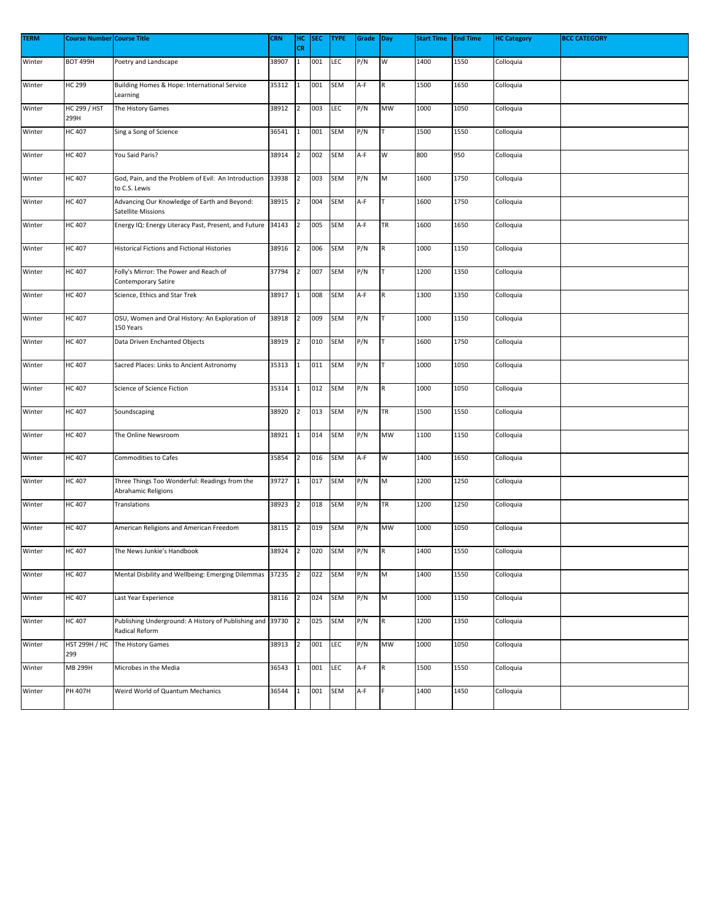| TERM | Course Number | Course Title | CRN | HC CR | SEC | TYPE | Grade | Day | Start Time | End Time | HC Category | BCC CATEGORY |
|---|---|---|---|---|---|---|---|---|---|---|---|---|
| Winter | BOT 499H | Poetry and Landscape | 38907 | 1 | 001 | LEC | P/N | W | 1400 | 1550 | Colloquia | |
| Winter | HC 299 | Building Homes & Hope: International Service Learning | 35312 | 1 | 001 | SEM | A-F | R | 1500 | 1650 | Colloquia | |
| Winter | HC 299 / HST 299H | The History Games | 38912 | 2 | 003 | LEC | P/N | MW | 1000 | 1050 | Colloquia | |
| Winter | HC 407 | Sing a Song of Science | 36541 | 1 | 001 | SEM | P/N | T | 1500 | 1550 | Colloquia | |
| Winter | HC 407 | You Said Paris? | 38914 | 2 | 002 | SEM | A-F | W | 800 | 950 | Colloquia | |
| Winter | HC 407 | God, Pain, and the Problem of Evil: An Introduction to C.S. Lewis | 33938 | 2 | 003 | SEM | P/N | M | 1600 | 1750 | Colloquia | |
| Winter | HC 407 | Advancing Our Knowledge of Earth and Beyond: Satellite Missions | 38915 | 2 | 004 | SEM | A-F | T | 1600 | 1750 | Colloquia | |
| Winter | HC 407 | Energy IQ: Energy Literacy Past, Present, and Future | 34143 | 2 | 005 | SEM | A-F | TR | 1600 | 1650 | Colloquia | |
| Winter | HC 407 | Historical Fictions and Fictional Histories | 38916 | 2 | 006 | SEM | P/N | R | 1000 | 1150 | Colloquia | |
| Winter | HC 407 | Folly's Mirror: The Power and Reach of Contemporary Satire | 37794 | 2 | 007 | SEM | P/N | T | 1200 | 1350 | Colloquia | |
| Winter | HC 407 | Science, Ethics and Star Trek | 38917 | 1 | 008 | SEM | A-F | R | 1300 | 1350 | Colloquia | |
| Winter | HC 407 | OSU, Women and Oral History: An Exploration of 150 Years | 38918 | 2 | 009 | SEM | P/N | T | 1000 | 1150 | Colloquia | |
| Winter | HC 407 | Data Driven Enchanted Objects | 38919 | 2 | 010 | SEM | P/N | T | 1600 | 1750 | Colloquia | |
| Winter | HC 407 | Sacred Places: Links to Ancient Astronomy | 35313 | 1 | 011 | SEM | P/N | T | 1000 | 1050 | Colloquia | |
| Winter | HC 407 | Science of Science Fiction | 35314 | 1 | 012 | SEM | P/N | R | 1000 | 1050 | Colloquia | |
| Winter | HC 407 | Soundscaping | 38920 | 2 | 013 | SEM | P/N | TR | 1500 | 1550 | Colloquia | |
| Winter | HC 407 | The Online Newsroom | 38921 | 1 | 014 | SEM | P/N | MW | 1100 | 1150 | Colloquia | |
| Winter | HC 407 | Commodities to Cafes | 35854 | 2 | 016 | SEM | A-F | W | 1400 | 1650 | Colloquia | |
| Winter | HC 407 | Three Things Too Wonderful: Readings from the Abrahamic Religions | 39727 | 1 | 017 | SEM | P/N | M | 1200 | 1250 | Colloquia | |
| Winter | HC 407 | Translations | 38923 | 2 | 018 | SEM | P/N | TR | 1200 | 1250 | Colloquia | |
| Winter | HC 407 | American Religions and American Freedom | 38115 | 2 | 019 | SEM | P/N | MW | 1000 | 1050 | Colloquia | |
| Winter | HC 407 | The News Junkie's Handbook | 38924 | 2 | 020 | SEM | P/N | R | 1400 | 1550 | Colloquia | |
| Winter | HC 407 | Mental Disbility and Wellbeing: Emerging Dilemmas | 37235 | 2 | 022 | SEM | P/N | M | 1400 | 1550 | Colloquia | |
| Winter | HC 407 | Last Year Experience | 38116 | 2 | 024 | SEM | P/N | M | 1000 | 1150 | Colloquia | |
| Winter | HC 407 | Publishing Underground: A History of Publishing and Radical Reform | 39730 | 2 | 025 | SEM | P/N | R | 1200 | 1350 | Colloquia | |
| Winter | HST 299H / HC 299 | The History Games | 38913 | 2 | 001 | LEC | P/N | MW | 1000 | 1050 | Colloquia | |
| Winter | MB 299H | Microbes in the Media | 36543 | 1 | 001 | LEC | A-F | R | 1500 | 1550 | Colloquia | |
| Winter | PH 407H | Weird World of Quantum Mechanics | 36544 | 1 | 001 | SEM | A-F | F | 1400 | 1450 | Colloquia | |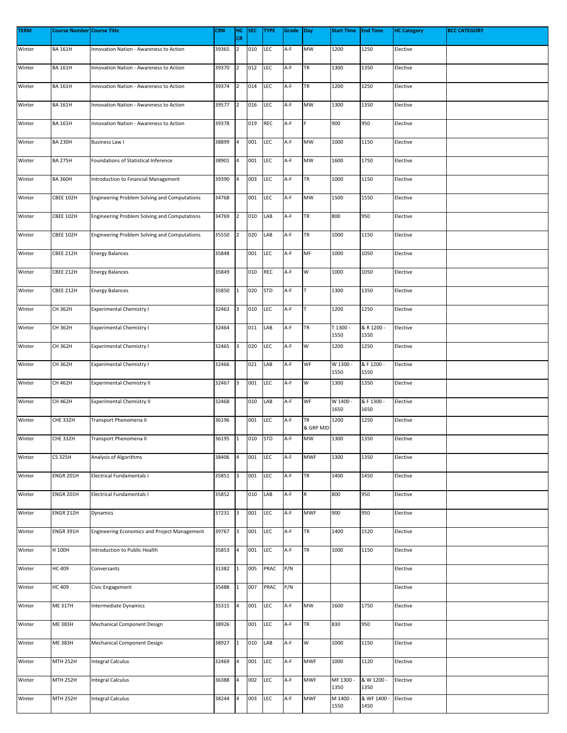| TERM | Course Number | Course Title | CRN | HC CR | SEC | TYPE | Grade | Day | Start Time | End Time | HC Category | BCC CATEGORY |
|---|---|---|---|---|---|---|---|---|---|---|---|---|
| Winter | BA 161H | Innovation Nation - Awareness to Action | 39365 | 2 | 010 | LEC | A-F | MW | 1200 | 1250 | Elective | |
| Winter | BA 161H | Innovation Nation - Awareness to Action | 39370 | 2 | 012 | LEC | A-F | TR | 1300 | 1350 | Elective | |
| Winter | BA 161H | Innovation Nation - Awareness to Action | 39374 | 2 | 014 | LEC | A-F | TR | 1200 | 1250 | Elective | |
| Winter | BA 161H | Innovation Nation - Awareness to Action | 39577 | 2 | 016 | LEC | A-F | MW | 1300 | 1350 | Elective | |
| Winter | BA 161H | Innovation Nation - Awareness to Action | 39378 | | 019 | REC | A-F | F | 900 | 950 | Elective | |
| Winter | BA 230H | Business Law I | 38899 | 4 | 001 | LEC | A-F | MW | 1000 | 1150 | Elective | |
| Winter | BA 275H | Foundations of Statistical Inference | 38901 | 4 | 001 | LEC | A-F | MW | 1600 | 1750 | Elective | |
| Winter | BA 360H | Introduction to Financial Management | 39390 | 4 | 003 | LEC | A-F | TR | 1000 | 1150 | Elective | |
| Winter | CBEE 102H | Engineering Problem Solving and Computations | 34768 | | 001 | LEC | A-F | MW | 1500 | 1550 | Elective | |
| Winter | CBEE 102H | Engineering Problem Solving and Computations | 34769 | 2 | 010 | LAB | A-F | TR | 800 | 950 | Elective | |
| Winter | CBEE 102H | Engineering Problem Solving and Computations | 35550 | 2 | 020 | LAB | A-F | TR | 1000 | 1150 | Elective | |
| Winter | CBEE 212H | Energy Balances | 35848 | | 001 | LEC | A-F | MF | 1000 | 1050 | Elective | |
| Winter | CBEE 212H | Energy Balances | 35849 | | 010 | REC | A-F | W | 1000 | 1050 | Elective | |
| Winter | CBEE 212H | Energy Balances | 35850 | 1 | 020 | STD | A-F | T | 1300 | 1350 | Elective | |
| Winter | CH 362H | Experimental Chemistry I | 32463 | 3 | 010 | LEC | A-F | T | 1200 | 1250 | Elective | |
| Winter | CH 362H | Experimental Chemistry I | 32464 | | 011 | LAB | A-F | TR | T 1300 - 1550 | & R 1200 - 1550 | Elective | |
| Winter | CH 362H | Experimental Chemistry I | 32465 | 3 | 020 | LEC | A-F | W | 1200 | 1250 | Elective | |
| Winter | CH 362H | Experimental Chemistry I | 32466 | | 021 | LAB | A-F | WF | W 1300 - 1550 | & F 1200 - 1550 | Elective | |
| Winter | CH 462H | Experimental Chemistry II | 32467 | 3 | 001 | LEC | A-F | W | 1300 | 1350 | Elective | |
| Winter | CH 462H | Experimental Chemistry II | 32468 | | 010 | LAB | A-F | WF | W 1400 - 1650 | & F 1300 - 1650 | Elective | |
| Winter | CHE 332H | Transport Phenomena II | 36196 | | 001 | LEC | A-F | TR & GRP MID | 1200 | 1250 | Elective | |
| Winter | CHE 332H | Transport Phenomena II | 36195 | 1 | 010 | STD | A-F | MW | 1300 | 1350 | Elective | |
| Winter | CS 325H | Analysis of Algorithms | 38406 | 4 | 001 | LEC | A-F | MWF | 1300 | 1350 | Elective | |
| Winter | ENGR 201H | Electrical Fundamentals I | 35851 | 3 | 001 | LEC | A-F | TR | 1400 | 1450 | Elective | |
| Winter | ENGR 201H | Electrical Fundamentals I | 35852 | | 010 | LAB | A-F | R | 800 | 950 | Elective | |
| Winter | ENGR 212H | Dynamics | 37231 | 3 | 001 | LEC | A-F | MWF | 900 | 950 | Elective | |
| Winter | ENGR 391H | Engineering Economics and Project Management | 39767 | 3 | 001 | LEC | A-F | TR | 1400 | 1520 | Elective | |
| Winter | H 100H | Introduction to Public Health | 35853 | 4 | 001 | LEC | A-F | TR | 1000 | 1150 | Elective | |
| Winter | HC 409 | Conversants | 31382 | 1 | 005 | PRAC | P/N | | | | Elective | |
| Winter | HC 409 | Civic Engagement | 35488 | 1 | 007 | PRAC | P/N | | | | Elective | |
| Winter | ME 317H | Intermediate Dynamics | 35315 | 4 | 001 | LEC | A-F | MW | 1600 | 1750 | Elective | |
| Winter | ME 383H | Mechanical Component Design | 38926 | | 001 | LEC | A-F | TR | 830 | 950 | Elective | |
| Winter | ME 383H | Mechanical Component Design | 38927 | 1 | 010 | LAB | A-F | W | 1000 | 1150 | Elective | |
| Winter | MTH 252H | Integral Calculus | 32469 | 4 | 001 | LEC | A-F | MWF | 1000 | 1120 | Elective | |
| Winter | MTH 252H | Integral Calculus | 36388 | 4 | 002 | LEC | A-F | MWF | MF 1300 - 1350 | & W 1200 - 1350 | Elective | |
| Winter | MTH 252H | Integral Calculus | 38244 | 4 | 003 | LEC | A-F | MWF | M 1400 - 1550 | & WF 1400 - 1450 | Elective | |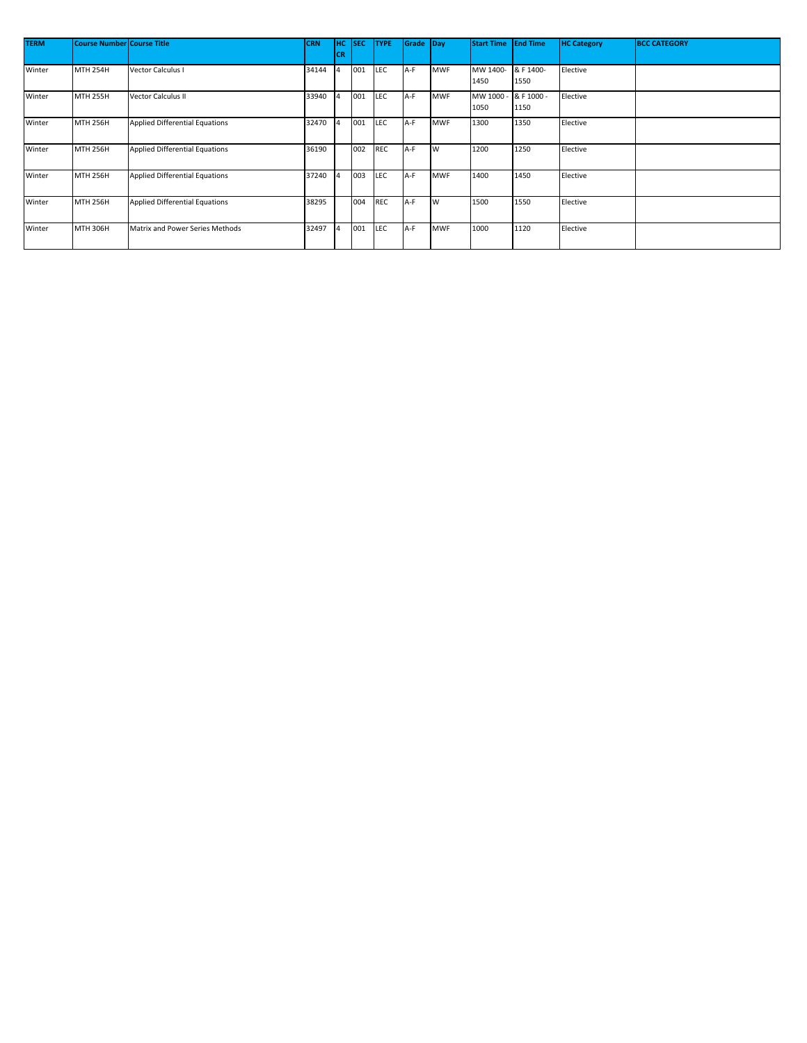| TERM | Course Number | Course Title | CRN | HC CR | SEC | TYPE | Grade | Day | Start Time | End Time | HC Category | BCC CATEGORY |
|---|---|---|---|---|---|---|---|---|---|---|---|---|
| Winter | MTH 254H | Vector Calculus I | 34144 | 4 | 001 | LEC | A-F | MWF | MW 1400-1450 | & F 1400-1550 | Elective | |
| Winter | MTH 255H | Vector Calculus II | 33940 | 4 | 001 | LEC | A-F | MWF | MW 1000 - 1050 | & F 1000 - 1150 | Elective | |
| Winter | MTH 256H | Applied Differential Equations | 32470 | 4 | 001 | LEC | A-F | MWF | 1300 | 1350 | Elective | |
| Winter | MTH 256H | Applied Differential Equations | 36190 | | 002 | REC | A-F | W | 1200 | 1250 | Elective | |
| Winter | MTH 256H | Applied Differential Equations | 37240 | 4 | 003 | LEC | A-F | MWF | 1400 | 1450 | Elective | |
| Winter | MTH 256H | Applied Differential Equations | 38295 | | 004 | REC | A-F | W | 1500 | 1550 | Elective | |
| Winter | MTH 306H | Matrix and Power Series Methods | 32497 | 4 | 001 | LEC | A-F | MWF | 1000 | 1120 | Elective | |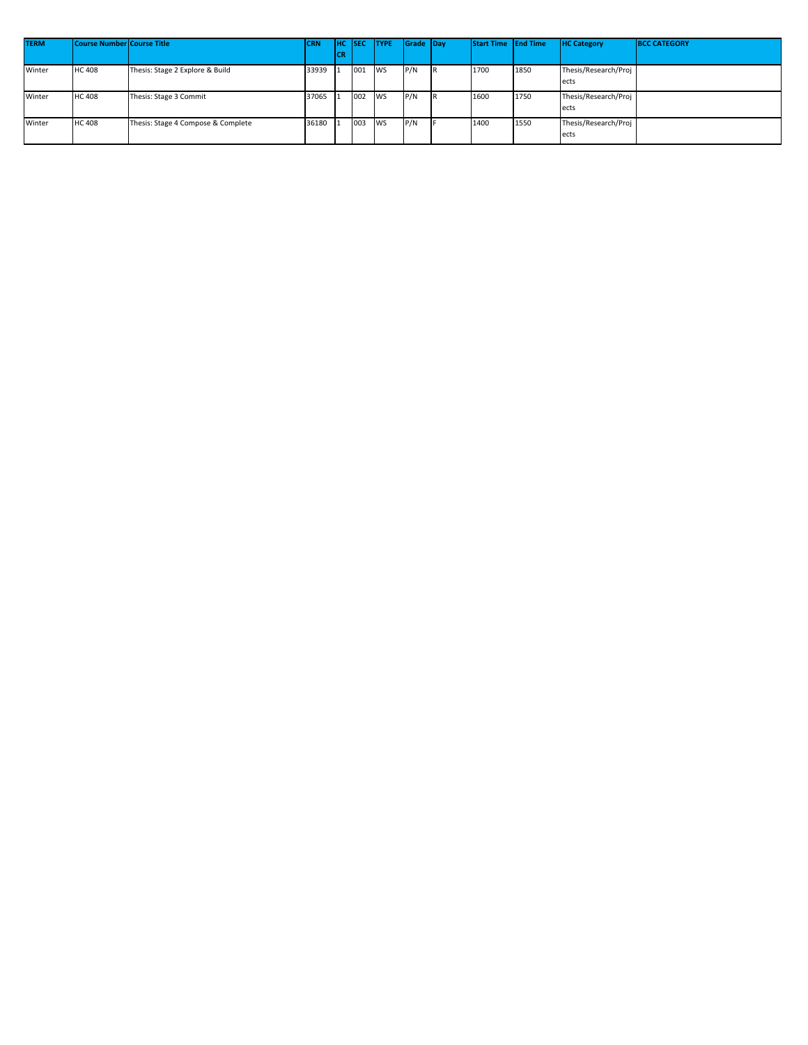| TERM | Course Number | Course Title | CRN | HC CR | SEC | TYPE | Grade | Day | Start Time | End Time | HC Category | BCC CATEGORY |
|---|---|---|---|---|---|---|---|---|---|---|---|---|
| Winter | HC 408 | Thesis: Stage 2 Explore & Build | 33939 | 1 | 001 | WS | P/N | R | 1700 | 1850 | Thesis/Research/Projects | |
| Winter | HC 408 | Thesis: Stage 3 Commit | 37065 | 1 | 002 | WS | P/N | R | 1600 | 1750 | Thesis/Research/Projects | |
| Winter | HC 408 | Thesis: Stage 4 Compose & Complete | 36180 | 1 | 003 | WS | P/N | F | 1400 | 1550 | Thesis/Research/Projects | |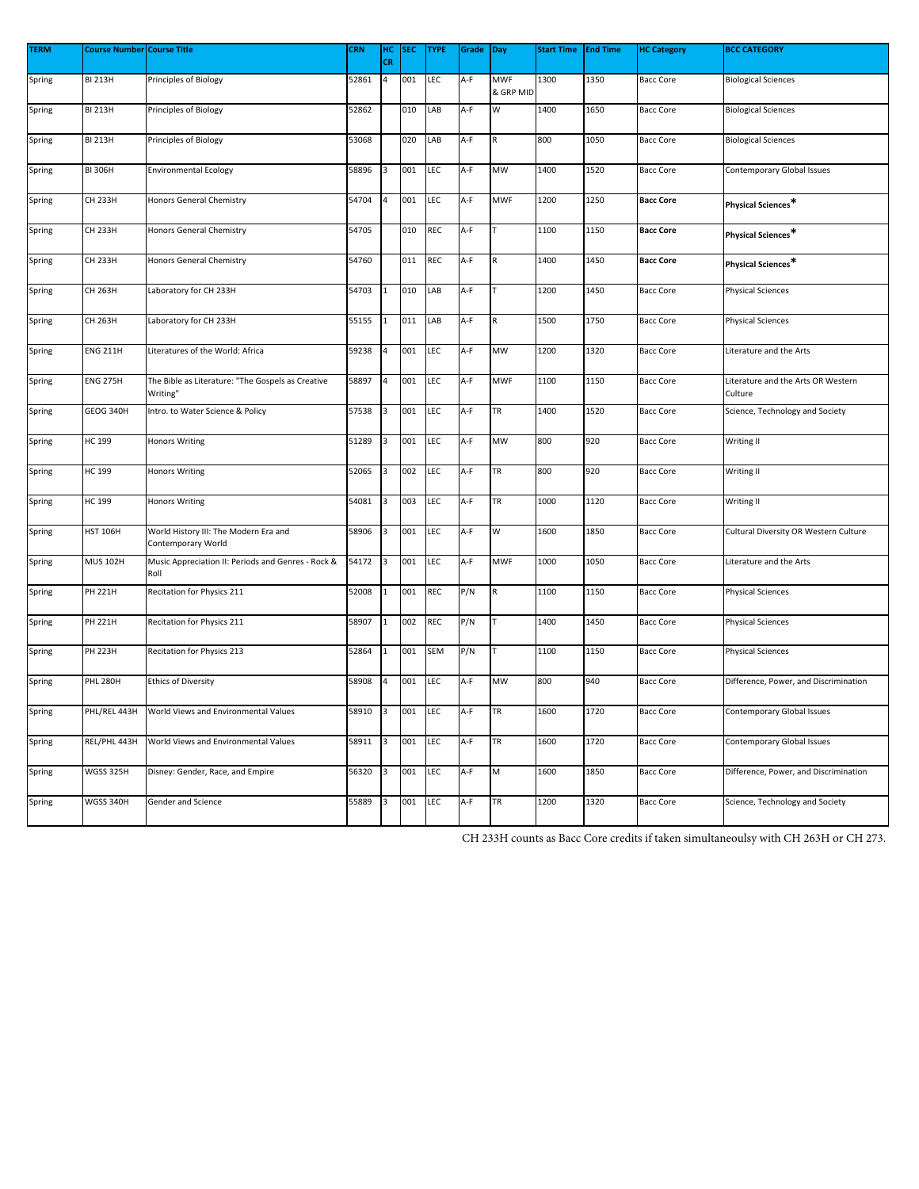| TERM | Course Number | Course Title | CRN | HC CR | SEC | TYPE | Grade | Day | Start Time | End Time | HC Category | BCC CATEGORY |
|---|---|---|---|---|---|---|---|---|---|---|---|---|
| Spring | BI 213H | Principles of Biology | 52861 | 4 | 001 | LEC | A-F | MWF & GRP MID | 1300 | 1350 | Bacc Core | Biological Sciences |
| Spring | BI 213H | Principles of Biology | 52862 | | 010 | LAB | A-F | W | 1400 | 1650 | Bacc Core | Biological Sciences |
| Spring | BI 213H | Principles of Biology | 53068 | | 020 | LAB | A-F | R | 800 | 1050 | Bacc Core | Biological Sciences |
| Spring | BI 306H | Environmental Ecology | 58896 | 3 | 001 | LEC | A-F | MW | 1400 | 1520 | Bacc Core | Contemporary Global Issues |
| Spring | CH 233H | Honors General Chemistry | 54704 | 4 | 001 | LEC | A-F | MWF | 1200 | 1250 | **Bacc Core** | **Physical Sciences*** |
| Spring | CH 233H | Honors General Chemistry | 54705 | | 010 | REC | A-F | T | 1100 | 1150 | **Bacc Core** | **Physical Sciences*** |
| Spring | CH 233H | Honors General Chemistry | 54760 | | 011 | REC | A-F | R | 1400 | 1450 | **Bacc Core** | **Physical Sciences*** |
| Spring | CH 263H | Laboratory for CH 233H | 54703 | 1 | 010 | LAB | A-F | T | 1200 | 1450 | Bacc Core | Physical Sciences |
| Spring | CH 263H | Laboratory for CH 233H | 55155 | 1 | 011 | LAB | A-F | R | 1500 | 1750 | Bacc Core | Physical Sciences |
| Spring | ENG 211H | Literatures of the World: Africa | 59238 | 4 | 001 | LEC | A-F | MW | 1200 | 1320 | Bacc Core | Literature and the Arts |
| Spring | ENG 275H | The Bible as Literature: "The Gospels as Creative Writing" | 58897 | 4 | 001 | LEC | A-F | MWF | 1100 | 1150 | Bacc Core | Literature and the Arts OR Western Culture |
| Spring | GEOG 340H | Intro. to Water Science & Policy | 57538 | 3 | 001 | LEC | A-F | TR | 1400 | 1520 | Bacc Core | Science, Technology and Society |
| Spring | HC 199 | Honors Writing | 51289 | 3 | 001 | LEC | A-F | MW | 800 | 920 | Bacc Core | Writing II |
| Spring | HC 199 | Honors Writing | 52065 | 3 | 002 | LEC | A-F | TR | 800 | 920 | Bacc Core | Writing II |
| Spring | HC 199 | Honors Writing | 54081 | 3 | 003 | LEC | A-F | TR | 1000 | 1120 | Bacc Core | Writing II |
| Spring | HST 106H | World History III: The Modern Era and Contemporary World | 58906 | 3 | 001 | LEC | A-F | W | 1600 | 1850 | Bacc Core | Cultural Diversity OR Western Culture |
| Spring | MUS 102H | Music Appreciation II: Periods and Genres - Rock & Roll | 54172 | 3 | 001 | LEC | A-F | MWF | 1000 | 1050 | Bacc Core | Literature and the Arts |
| Spring | PH 221H | Recitation for Physics 211 | 52008 | 1 | 001 | REC | P/N | R | 1100 | 1150 | Bacc Core | Physical Sciences |
| Spring | PH 221H | Recitation for Physics 211 | 58907 | 1 | 002 | REC | P/N | T | 1400 | 1450 | Bacc Core | Physical Sciences |
| Spring | PH 223H | Recitation for Physics 213 | 52864 | 1 | 001 | SEM | P/N | T | 1100 | 1150 | Bacc Core | Physical Sciences |
| Spring | PHL 280H | Ethics of Diversity | 58908 | 4 | 001 | LEC | A-F | MW | 800 | 940 | Bacc Core | Difference, Power, and Discrimination |
| Spring | PHL/REL 443H | World Views and Environmental Values | 58910 | 3 | 001 | LEC | A-F | TR | 1600 | 1720 | Bacc Core | Contemporary Global Issues |
| Spring | REL/PHL 443H | World Views and Environmental Values | 58911 | 3 | 001 | LEC | A-F | TR | 1600 | 1720 | Bacc Core | Contemporary Global Issues |
| Spring | WGSS 325H | Disney: Gender, Race, and Empire | 56320 | 3 | 001 | LEC | A-F | M | 1600 | 1850 | Bacc Core | Difference, Power, and Discrimination |
| Spring | WGSS 340H | Gender and Science | 55889 | 3 | 001 | LEC | A-F | TR | 1200 | 1320 | Bacc Core | Science, Technology and Society |

CH 233H counts as Bacc Core credits if taken simultaneoulsy with CH 263H or CH 273.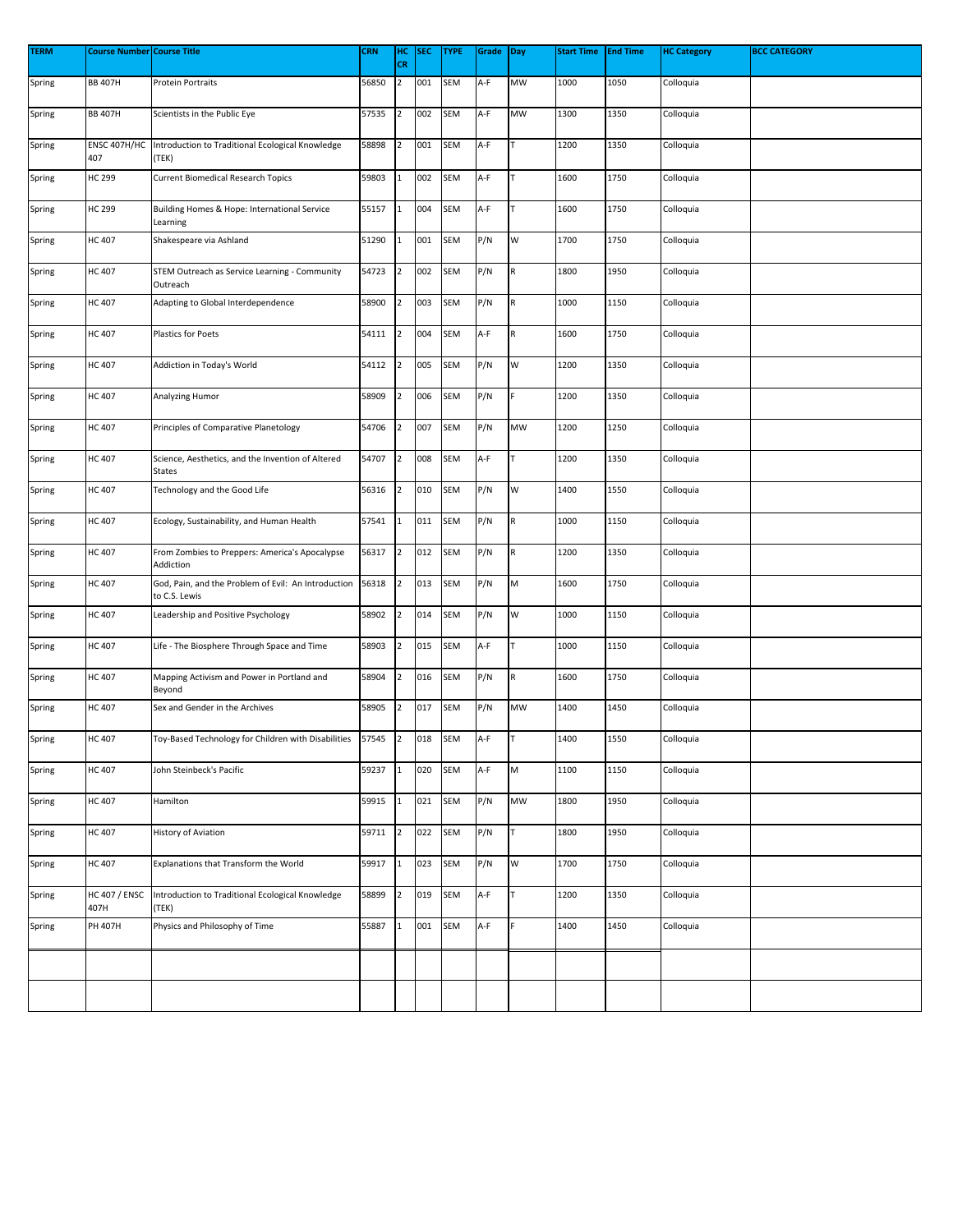| TERM | Course Number | Course Title | CRN | HC CR | SEC | TYPE | Grade | Day | Start Time | End Time | HC Category | BCC CATEGORY |
|---|---|---|---|---|---|---|---|---|---|---|---|---|
| Spring | BB 407H | Protein Portraits | 56850 | 2 | 001 | SEM | A-F | MW | 1000 | 1050 | Colloquia | |
| Spring | BB 407H | Scientists in the Public Eye | 57535 | 2 | 002 | SEM | A-F | MW | 1300 | 1350 | Colloquia | |
| Spring | ENSC 407H/HC 407 | Introduction to Traditional Ecological Knowledge (TEK) | 58898 | 2 | 001 | SEM | A-F | T | 1200 | 1350 | Colloquia | |
| Spring | HC 299 | Current Biomedical Research Topics | 59803 | 1 | 002 | SEM | A-F | T | 1600 | 1750 | Colloquia | |
| Spring | HC 299 | Building Homes & Hope: International Service Learning | 55157 | 1 | 004 | SEM | A-F | T | 1600 | 1750 | Colloquia | |
| Spring | HC 407 | Shakespeare via Ashland | 51290 | 1 | 001 | SEM | P/N | W | 1700 | 1750 | Colloquia | |
| Spring | HC 407 | STEM Outreach as Service Learning - Community Outreach | 54723 | 2 | 002 | SEM | P/N | R | 1800 | 1950 | Colloquia | |
| Spring | HC 407 | Adapting to Global Interdependence | 58900 | 2 | 003 | SEM | P/N | R | 1000 | 1150 | Colloquia | |
| Spring | HC 407 | Plastics for Poets | 54111 | 2 | 004 | SEM | A-F | R | 1600 | 1750 | Colloquia | |
| Spring | HC 407 | Addiction in Today's World | 54112 | 2 | 005 | SEM | P/N | W | 1200 | 1350 | Colloquia | |
| Spring | HC 407 | Analyzing Humor | 58909 | 2 | 006 | SEM | P/N | F | 1200 | 1350 | Colloquia | |
| Spring | HC 407 | Principles of Comparative Planetology | 54706 | 2 | 007 | SEM | P/N | MW | 1200 | 1250 | Colloquia | |
| Spring | HC 407 | Science, Aesthetics, and the Invention of Altered States | 54707 | 2 | 008 | SEM | A-F | T | 1200 | 1350 | Colloquia | |
| Spring | HC 407 | Technology and the Good Life | 56316 | 2 | 010 | SEM | P/N | W | 1400 | 1550 | Colloquia | |
| Spring | HC 407 | Ecology, Sustainability, and Human Health | 57541 | 1 | 011 | SEM | P/N | R | 1000 | 1150 | Colloquia | |
| Spring | HC 407 | From Zombies to Preppers: America's Apocalypse Addiction | 56317 | 2 | 012 | SEM | P/N | R | 1200 | 1350 | Colloquia | |
| Spring | HC 407 | God, Pain, and the Problem of Evil: An Introduction to C.S. Lewis | 56318 | 2 | 013 | SEM | P/N | M | 1600 | 1750 | Colloquia | |
| Spring | HC 407 | Leadership and Positive Psychology | 58902 | 2 | 014 | SEM | P/N | W | 1000 | 1150 | Colloquia | |
| Spring | HC 407 | Life - The Biosphere Through Space and Time | 58903 | 2 | 015 | SEM | A-F | T | 1000 | 1150 | Colloquia | |
| Spring | HC 407 | Mapping Activism and Power in Portland and Beyond | 58904 | 2 | 016 | SEM | P/N | R | 1600 | 1750 | Colloquia | |
| Spring | HC 407 | Sex and Gender in the Archives | 58905 | 2 | 017 | SEM | P/N | MW | 1400 | 1450 | Colloquia | |
| Spring | HC 407 | Toy-Based Technology for Children with Disabilities | 57545 | 2 | 018 | SEM | A-F | T | 1400 | 1550 | Colloquia | |
| Spring | HC 407 | John Steinbeck's Pacific | 59237 | 1 | 020 | SEM | A-F | M | 1100 | 1150 | Colloquia | |
| Spring | HC 407 | Hamilton | 59915 | 1 | 021 | SEM | P/N | MW | 1800 | 1950 | Colloquia | |
| Spring | HC 407 | History of Aviation | 59711 | 2 | 022 | SEM | P/N | T | 1800 | 1950 | Colloquia | |
| Spring | HC 407 | Explanations that Transform the World | 59917 | 1 | 023 | SEM | P/N | W | 1700 | 1750 | Colloquia | |
| Spring | HC 407 / ENSC 407H | Introduction to Traditional Ecological Knowledge (TEK) | 58899 | 2 | 019 | SEM | A-F | T | 1200 | 1350 | Colloquia | |
| Spring | PH 407H | Physics and Philosophy of Time | 55887 | 1 | 001 | SEM | A-F | F | 1400 | 1450 | Colloquia | |
| | | | | | | | | | | | | |
| | | | | | | | | | | | | |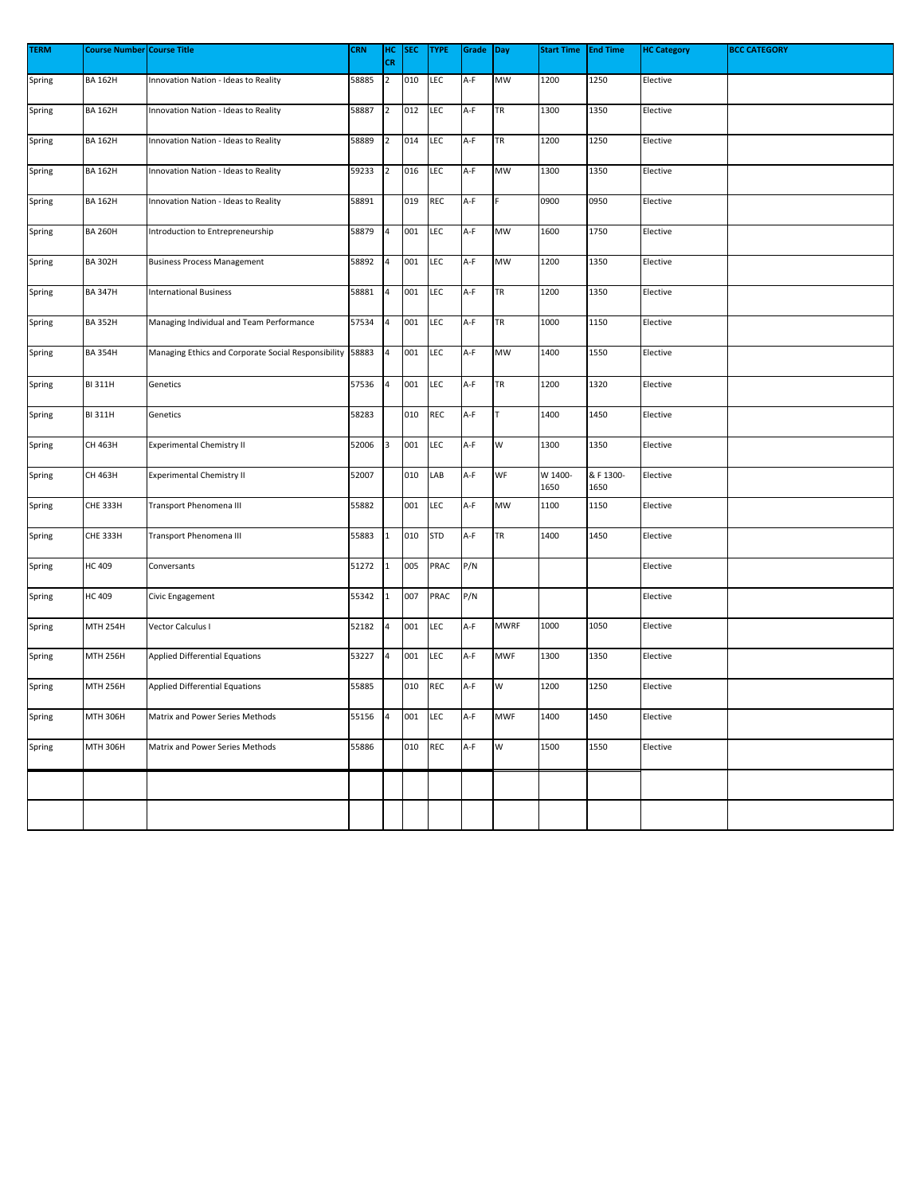| TERM | Course Number | Course Title | CRN | HC CR | SEC | TYPE | Grade | Day | Start Time | End Time | HC Category | BCC CATEGORY |
|---|---|---|---|---|---|---|---|---|---|---|---|---|
| Spring | BA 162H | Innovation Nation - Ideas to Reality | 58885 | 2 | 010 | LEC | A-F | MW | 1200 | 1250 | Elective | |
| Spring | BA 162H | Innovation Nation - Ideas to Reality | 58887 | 2 | 012 | LEC | A-F | TR | 1300 | 1350 | Elective | |
| Spring | BA 162H | Innovation Nation - Ideas to Reality | 58889 | 2 | 014 | LEC | A-F | TR | 1200 | 1250 | Elective | |
| Spring | BA 162H | Innovation Nation - Ideas to Reality | 59233 | 2 | 016 | LEC | A-F | MW | 1300 | 1350 | Elective | |
| Spring | BA 162H | Innovation Nation - Ideas to Reality | 58891 | | 019 | REC | A-F | F | 0900 | 0950 | Elective | |
| Spring | BA 260H | Introduction to Entrepreneurship | 58879 | 4 | 001 | LEC | A-F | MW | 1600 | 1750 | Elective | |
| Spring | BA 302H | Business Process Management | 58892 | 4 | 001 | LEC | A-F | MW | 1200 | 1350 | Elective | |
| Spring | BA 347H | International Business | 58881 | 4 | 001 | LEC | A-F | TR | 1200 | 1350 | Elective | |
| Spring | BA 352H | Managing Individual and Team Performance | 57534 | 4 | 001 | LEC | A-F | TR | 1000 | 1150 | Elective | |
| Spring | BA 354H | Managing Ethics and Corporate Social Responsibility | 58883 | 4 | 001 | LEC | A-F | MW | 1400 | 1550 | Elective | |
| Spring | BI 311H | Genetics | 57536 | 4 | 001 | LEC | A-F | TR | 1200 | 1320 | Elective | |
| Spring | BI 311H | Genetics | 58283 | | 010 | REC | A-F | T | 1400 | 1450 | Elective | |
| Spring | CH 463H | Experimental Chemistry II | 52006 | 3 | 001 | LEC | A-F | W | 1300 | 1350 | Elective | |
| Spring | CH 463H | Experimental Chemistry II | 52007 | | 010 | LAB | A-F | WF | W 1400-1650 | & F 1300-1650 | Elective | |
| Spring | CHE 333H | Transport Phenomena III | 55882 | | 001 | LEC | A-F | MW | 1100 | 1150 | Elective | |
| Spring | CHE 333H | Transport Phenomena III | 55883 | 1 | 010 | STD | A-F | TR | 1400 | 1450 | Elective | |
| Spring | HC 409 | Conversants | 51272 | 1 | 005 | PRAC | P/N | | | | Elective | |
| Spring | HC 409 | Civic Engagement | 55342 | 1 | 007 | PRAC | P/N | | | | Elective | |
| Spring | MTH 254H | Vector Calculus I | 52182 | 4 | 001 | LEC | A-F | MWRF | 1000 | 1050 | Elective | |
| Spring | MTH 256H | Applied Differential Equations | 53227 | 4 | 001 | LEC | A-F | MWF | 1300 | 1350 | Elective | |
| Spring | MTH 256H | Applied Differential Equations | 55885 | | 010 | REC | A-F | W | 1200 | 1250 | Elective | |
| Spring | MTH 306H | Matrix and Power Series Methods | 55156 | 4 | 001 | LEC | A-F | MWF | 1400 | 1450 | Elective | |
| Spring | MTH 306H | Matrix and Power Series Methods | 55886 | | 010 | REC | A-F | W | 1500 | 1550 | Elective | |
| | | | | | | | | | | | | |
| | | | | | | | | | | | | |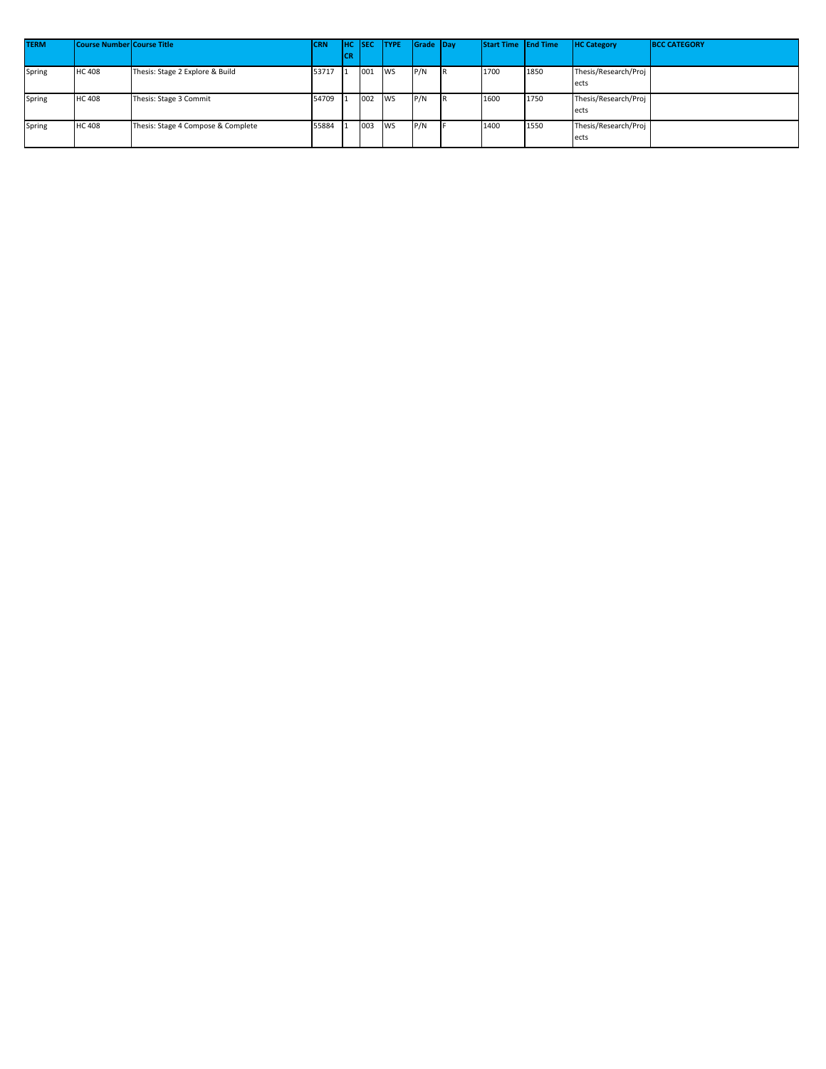| TERM | Course Number | Course Title | CRN | HC CR | SEC | TYPE | Grade | Day | Start Time | End Time | HC Category | BCC CATEGORY |
|---|---|---|---|---|---|---|---|---|---|---|---|---|
| Spring | HC 408 | Thesis: Stage 2 Explore & Build | 53717 | 1 | 001 | WS | P/N | R | 1700 | 1850 | Thesis/Research/Projects | |
| Spring | HC 408 | Thesis: Stage 3 Commit | 54709 | 1 | 002 | WS | P/N | R | 1600 | 1750 | Thesis/Research/Projects | |
| Spring | HC 408 | Thesis: Stage 4 Compose & Complete | 55884 | 1 | 003 | WS | P/N | F | 1400 | 1550 | Thesis/Research/Projects | |